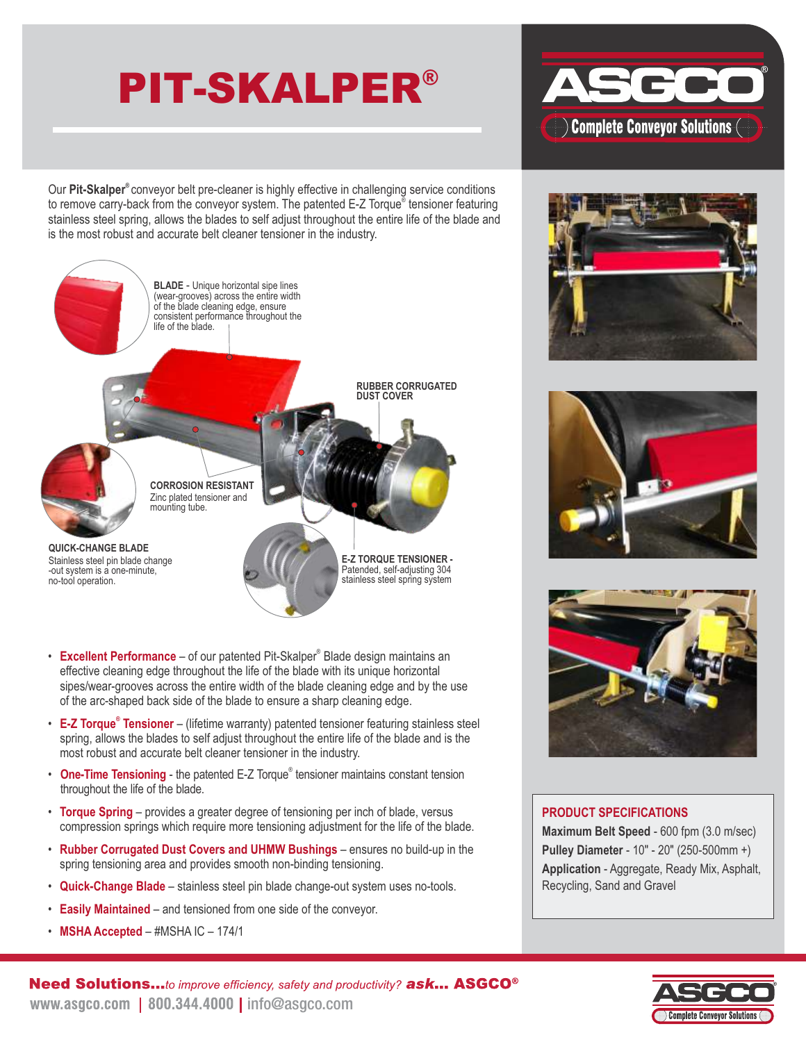# PIT-SKALPER®

**ASGCO®** Complete Conveyor Solutions

Our **Pit-Skalper®** conveyor belt pre-cleaner is highly effective in challenging service conditions to remove carry-back from the conveyor system. The patented E-Z Torque® tensioner featuring stainless steel spring, allows the blades to self adjust throughout the entire life of the blade and is the most robust and accurate belt cleaner tensioner in the industry.

**BLADE** - Unique horizontal sipe lines (wear-grooves) across the entire width of the blade cleaning edge, ensure consistent performance throughout the life of the blade.

**RUBBER CORRUGATED DUST COVER**

**CORROSION RESISTANT**
Zinc plated tensioner and mounting tube.

**QUICK-CHANGE BLADE**
Stainless steel pin blade change -out system is a one-minute, no-tool operation.

**E-Z TORQUE TENSIONER** - Patended, self-adjusting 304 stainless steel spring system

- **Excellent Performance** – of our patented Pit-Skalper® Blade design maintains an effective cleaning edge throughout the life of the blade with its unique horizontal sipes/wear-grooves across the entire width of the blade cleaning edge and by the use of the arc-shaped back side of the blade to ensure a sharp cleaning edge.
- **E-Z Torque® Tensioner** – (lifetime warranty) patented tensioner featuring stainless steel spring, allows the blades to self adjust throughout the entire life of the blade and is the most robust and accurate belt cleaner tensioner in the industry.
- **One-Time Tensioning** - the patented E-Z Torque® tensioner maintains constant tension throughout the life of the blade.
- **Torque Spring** – provides a greater degree of tensioning per inch of blade, versus compression springs which require more tensioning adjustment for the life of the blade.
- **Rubber Corrugated Dust Covers and UHMW Bushings** – ensures no build-up in the spring tensioning area and provides smooth non-binding tensioning.
- **Quick-Change Blade** – stainless steel pin blade change-out system uses no-tools.
- **Easily Maintained** – and tensioned from one side of the conveyor.
- **MSHA Accepted** – #MSHA IC – 174/1

### PRODUCT SPECIFICATIONS

**Maximum Belt Speed** - 600 fpm (3.0 m/sec)
**Pulley Diameter** - 10" - 20" (250-500mm +)
**Application** - Aggregate, Ready Mix, Asphalt, Recycling, Sand and Gravel

**Need Solutions...***to improve efficiency, safety and productivity?* **ask... ASGCO®**
www.asgco.com | 800.344.4000 | info@asgco.com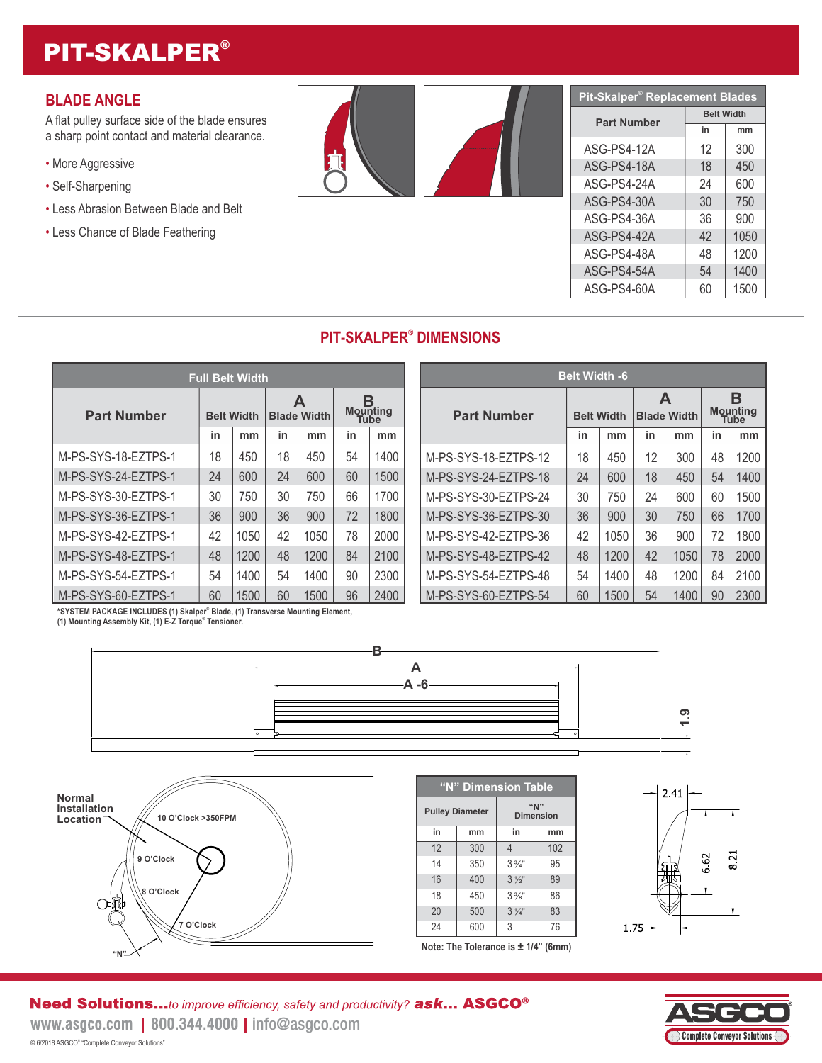# PIT-SKALPER®

## BLADE ANGLE

A flat pulley surface side of the blade ensures a sharp point contact and material clearance.

- More Aggressive
- Self-Sharpening
- Less Abrasion Between Blade and Belt
- Less Chance of Blade Feathering

| Pit-Skalper® Replacement Blades | | |
|---|---|---|
| Part Number | Belt Width | |
| | in | mm |
| ASG-PS4-12A | 12 | 300 |
| ASG-PS4-18A | 18 | 450 |
| ASG-PS4-24A | 24 | 600 |
| ASG-PS4-30A | 30 | 750 |
| ASG-PS4-36A | 36 | 900 |
| ASG-PS4-42A | 42 | 1050 |
| ASG-PS4-48A | 48 | 1200 |
| ASG-PS4-54A | 54 | 1400 |
| ASG-PS4-60A | 60 | 1500 |

## PIT-SKALPER® DIMENSIONS

| Full Belt Width | | | | | | |
|---|---|---|---|---|---|---|
| Part Number | Belt Width | | A Blade Width | | B Mounting Tube | |
| | in | mm | in | mm | in | mm |
| M-PS-SYS-18-EZTPS-1 | 18 | 450 | 18 | 450 | 54 | 1400 |
| M-PS-SYS-24-EZTPS-1 | 24 | 600 | 24 | 600 | 60 | 1500 |
| M-PS-SYS-30-EZTPS-1 | 30 | 750 | 30 | 750 | 66 | 1700 |
| M-PS-SYS-36-EZTPS-1 | 36 | 900 | 36 | 900 | 72 | 1800 |
| M-PS-SYS-42-EZTPS-1 | 42 | 1050 | 42 | 1050 | 78 | 2000 |
| M-PS-SYS-48-EZTPS-1 | 48 | 1200 | 48 | 1200 | 84 | 2100 |
| M-PS-SYS-54-EZTPS-1 | 54 | 1400 | 54 | 1400 | 90 | 2300 |
| M-PS-SYS-60-EZTPS-1 | 60 | 1500 | 60 | 1500 | 96 | 2400 |

| Belt Width -6 | | | | | | |
|---|---|---|---|---|---|---|
| Part Number | Belt Width | | A Blade Width | | B Mounting Tube | |
| | in | mm | in | mm | in | mm |
| M-PS-SYS-18-EZTPS-12 | 18 | 450 | 12 | 300 | 48 | 1200 |
| M-PS-SYS-24-EZTPS-18 | 24 | 600 | 18 | 450 | 54 | 1400 |
| M-PS-SYS-30-EZTPS-24 | 30 | 750 | 24 | 600 | 60 | 1500 |
| M-PS-SYS-36-EZTPS-30 | 36 | 900 | 30 | 750 | 66 | 1700 |
| M-PS-SYS-42-EZTPS-36 | 42 | 1050 | 36 | 900 | 72 | 1800 |
| M-PS-SYS-48-EZTPS-42 | 48 | 1200 | 42 | 1050 | 78 | 2000 |
| M-PS-SYS-54-EZTPS-48 | 54 | 1400 | 48 | 1200 | 84 | 2100 |
| M-PS-SYS-60-EZTPS-54 | 60 | 1500 | 54 | 1400 | 90 | 2300 |

*SYSTEM PACKAGE INCLUDES (1) Skalper® Blade, (1) Transverse Mounting Element, (1) Mounting Assembly Kit, (1) E-Z Torque® Tensioner.

B
A
A -6
1.9

Normal Installation Location
10 O'Clock >350FPM
9 O'Clock
8 O'Clock
7 O'Clock
"N"

| "N" Dimension Table | | | |
|---|---|---|---|
| Pulley Diameter | | "N" Dimension | |
| in | mm | in | mm |
| 12 | 300 | 4 | 102 |
| 14 | 350 | 3 ¾" | 95 |
| 16 | 400 | 3 ½" | 89 |
| 18 | 450 | 3 ⅜" | 86 |
| 20 | 500 | 3 ¼" | 83 |
| 24 | 600 | 3 | 76 |

Note: The Tolerance is ± 1/4" (6mm)

2.41
6.62
8.21
1.75

**Need Solutions...** *to improve efficiency, safety and productivity?* ***ask...* ASGCO®**

www.asgco.com | 800.344.4000 | info@asgco.com

© 6/2018 ASGCO® "Complete Conveyor Solutions"

ASGCO Complete Conveyor Solutions